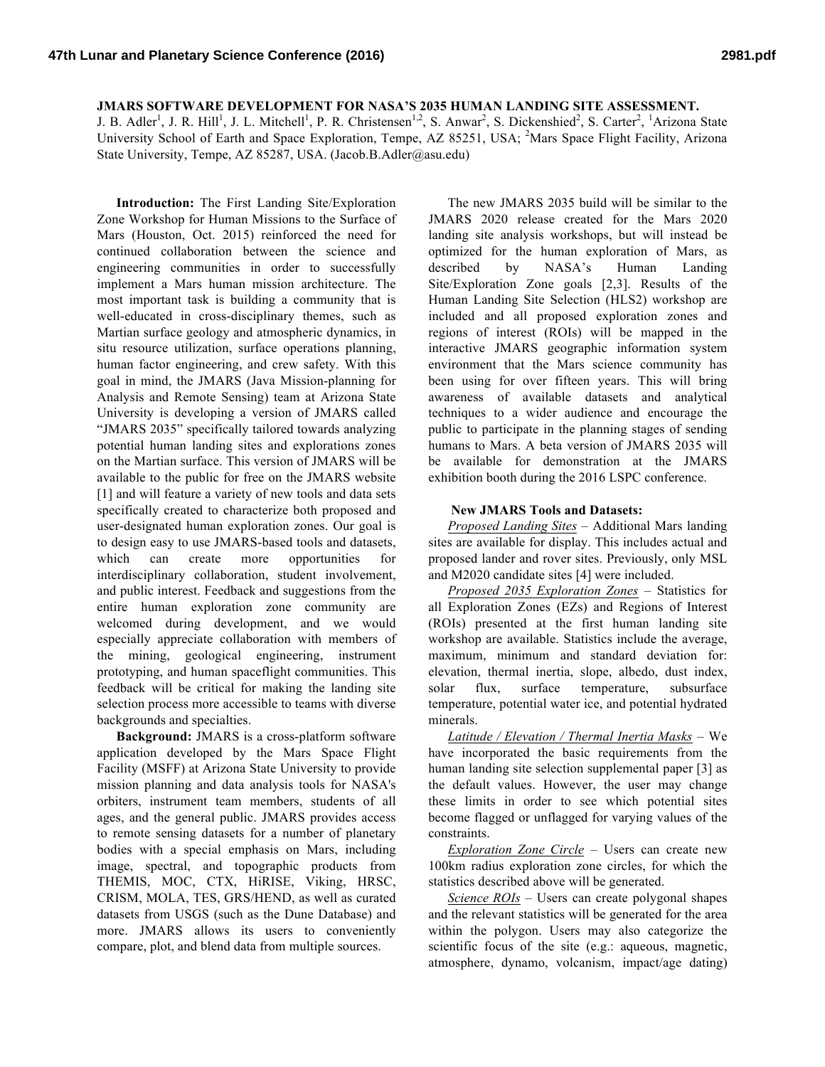# JMARS SOFTWARE DEVELOPMENT FOR NASA'S 2035 HUMAN LANDING SITE ASSESSMENT.

J. B. Adler[1], J. R. Hill[1], J. L. Mitchell[1], P. R. Christensen[1,2], S. Anwar[2], S. Dickenshied[2], S. Carter[2], [1]Arizona State University School of Earth and Space Exploration, Tempe, AZ 85251, USA; [2]Mars Space Flight Facility, Arizona State University, Tempe, AZ 85287, USA. (Jacob.B.Adler@asu.edu)

**Introduction:** The First Landing Site/Exploration Zone Workshop for Human Missions to the Surface of Mars (Houston, Oct. 2015) reinforced the need for continued collaboration between the science and engineering communities in order to successfully implement a Mars human mission architecture. The most important task is building a community that is well-educated in cross-disciplinary themes, such as Martian surface geology and atmospheric dynamics, in situ resource utilization, surface operations planning, human factor engineering, and crew safety. With this goal in mind, the JMARS (Java Mission-planning for Analysis and Remote Sensing) team at Arizona State University is developing a version of JMARS called "JMARS 2035" specifically tailored towards analyzing potential human landing sites and explorations zones on the Martian surface. This version of JMARS will be available to the public for free on the JMARS website [1] and will feature a variety of new tools and data sets specifically created to characterize both proposed and user-designated human exploration zones. Our goal is to design easy to use JMARS-based tools and datasets, which can create more opportunities for interdisciplinary collaboration, student involvement, and public interest. Feedback and suggestions from the entire human exploration zone community are welcomed during development, and we would especially appreciate collaboration with members of the mining, geological engineering, instrument prototyping, and human spaceflight communities. This feedback will be critical for making the landing site selection process more accessible to teams with diverse backgrounds and specialties.

**Background:** JMARS is a cross-platform software application developed by the Mars Space Flight Facility (MSFF) at Arizona State University to provide mission planning and data analysis tools for NASA's orbiters, instrument team members, students of all ages, and the general public. JMARS provides access to remote sensing datasets for a number of planetary bodies with a special emphasis on Mars, including image, spectral, and topographic products from THEMIS, MOC, CTX, HiRISE, Viking, HRSC, CRISM, MOLA, TES, GRS/HEND, as well as curated datasets from USGS (such as the Dune Database) and more. JMARS allows its users to conveniently compare, plot, and blend data from multiple sources.

The new JMARS 2035 build will be similar to the JMARS 2020 release created for the Mars 2020 landing site analysis workshops, but will instead be optimized for the human exploration of Mars, as described by NASA's Human Landing Site/Exploration Zone goals [2,3]. Results of the Human Landing Site Selection (HLS2) workshop are included and all proposed exploration zones and regions of interest (ROIs) will be mapped in the interactive JMARS geographic information system environment that the Mars science community has been using for over fifteen years. This will bring awareness of available datasets and analytical techniques to a wider audience and encourage the public to participate in the planning stages of sending humans to Mars. A beta version of JMARS 2035 will be available for demonstration at the JMARS exhibition booth during the 2016 LSPC conference.

**New JMARS Tools and Datasets:**

*Proposed Landing Sites* – Additional Mars landing sites are available for display. This includes actual and proposed lander and rover sites. Previously, only MSL and M2020 candidate sites [4] were included.

*Proposed 2035 Exploration Zones* – Statistics for all Exploration Zones (EZs) and Regions of Interest (ROIs) presented at the first human landing site workshop are available. Statistics include the average, maximum, minimum and standard deviation for: elevation, thermal inertia, slope, albedo, dust index, solar flux, surface temperature, subsurface temperature, potential water ice, and potential hydrated minerals.

*Latitude / Elevation / Thermal Inertia Masks* – We have incorporated the basic requirements from the human landing site selection supplemental paper [3] as the default values. However, the user may change these limits in order to see which potential sites become flagged or unflagged for varying values of the constraints.

*Exploration Zone Circle* – Users can create new 100km radius exploration zone circles, for which the statistics described above will be generated.

*Science ROIs* – Users can create polygonal shapes and the relevant statistics will be generated for the area within the polygon. Users may also categorize the scientific focus of the site (e.g.: aqueous, magnetic, atmosphere, dynamo, volcanism, impact/age dating)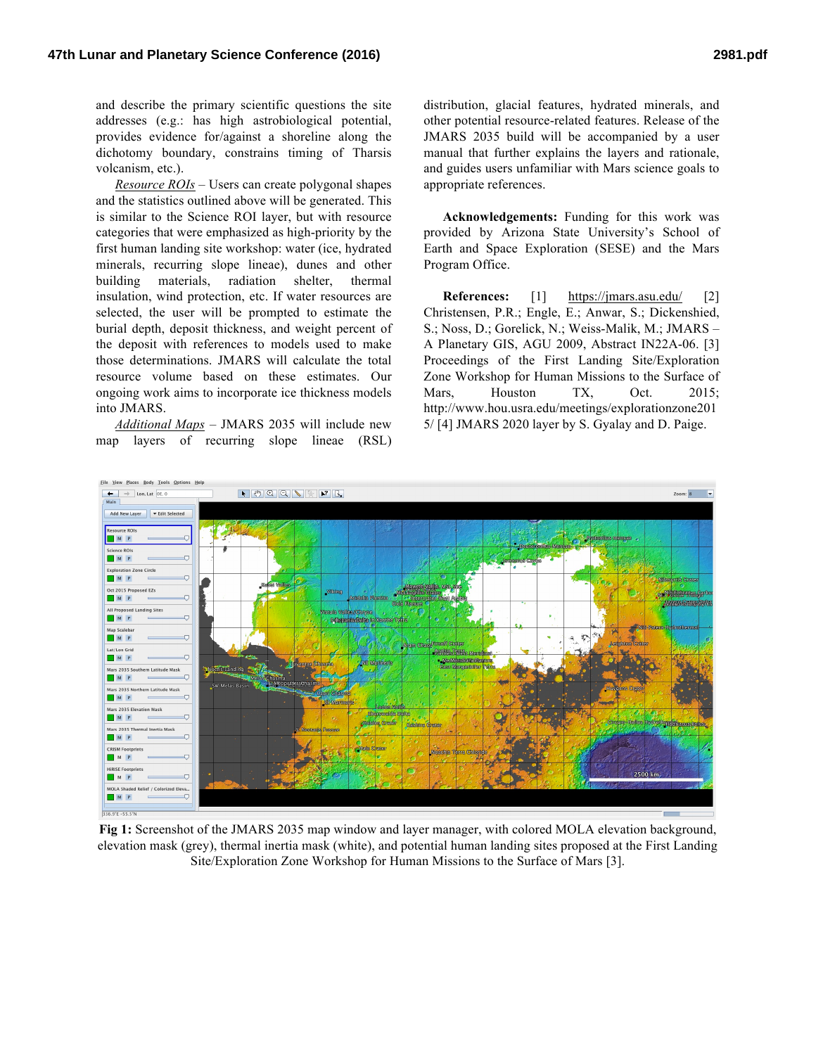and describe the primary scientific questions the site addresses (e.g.: has high astrobiological potential, provides evidence for/against a shoreline along the dichotomy boundary, constrains timing of Tharsis volcanism, etc.).

*Resource ROIs* – Users can create polygonal shapes and the statistics outlined above will be generated. This is similar to the Science ROI layer, but with resource categories that were emphasized as high-priority by the first human landing site workshop: water (ice, hydrated minerals, recurring slope lineae), dunes and other building materials, radiation shelter, thermal insulation, wind protection, etc. If water resources are selected, the user will be prompted to estimate the burial depth, deposit thickness, and weight percent of the deposit with references to models used to make those determinations. JMARS will calculate the total resource volume based on these estimates. Our ongoing work aims to incorporate ice thickness models into JMARS.

*Additional Maps* – JMARS 2035 will include new map layers of recurring slope lineae (RSL) distribution, glacial features, hydrated minerals, and other potential resource-related features. Release of the JMARS 2035 build will be accompanied by a user manual that further explains the layers and rationale, and guides users unfamiliar with Mars science goals to appropriate references.

**Acknowledgements:** Funding for this work was provided by Arizona State University's School of Earth and Space Exploration (SESE) and the Mars Program Office.

**References:** [1] https://jmars.asu.edu/ [2] Christensen, P.R.; Engle, E.; Anwar, S.; Dickenshied, S.; Noss, D.; Gorelick, N.; Weiss-Malik, M.; JMARS – A Planetary GIS, AGU 2009, Abstract IN22A-06. [3] Proceedings of the First Landing Site/Exploration Zone Workshop for Human Missions to the Surface of Mars, Houston TX, Oct. 2015; http://www.hou.usra.edu/meetings/explorationzone2015/ [4] JMARS 2020 layer by S. Gyalay and D. Paige.

**Fig 1:** Screenshot of the JMARS 2035 map window and layer manager, with colored MOLA elevation background, elevation mask (grey), thermal inertia mask (white), and potential human landing sites proposed at the First Landing Site/Exploration Zone Workshop for Human Missions to the Surface of Mars [3].